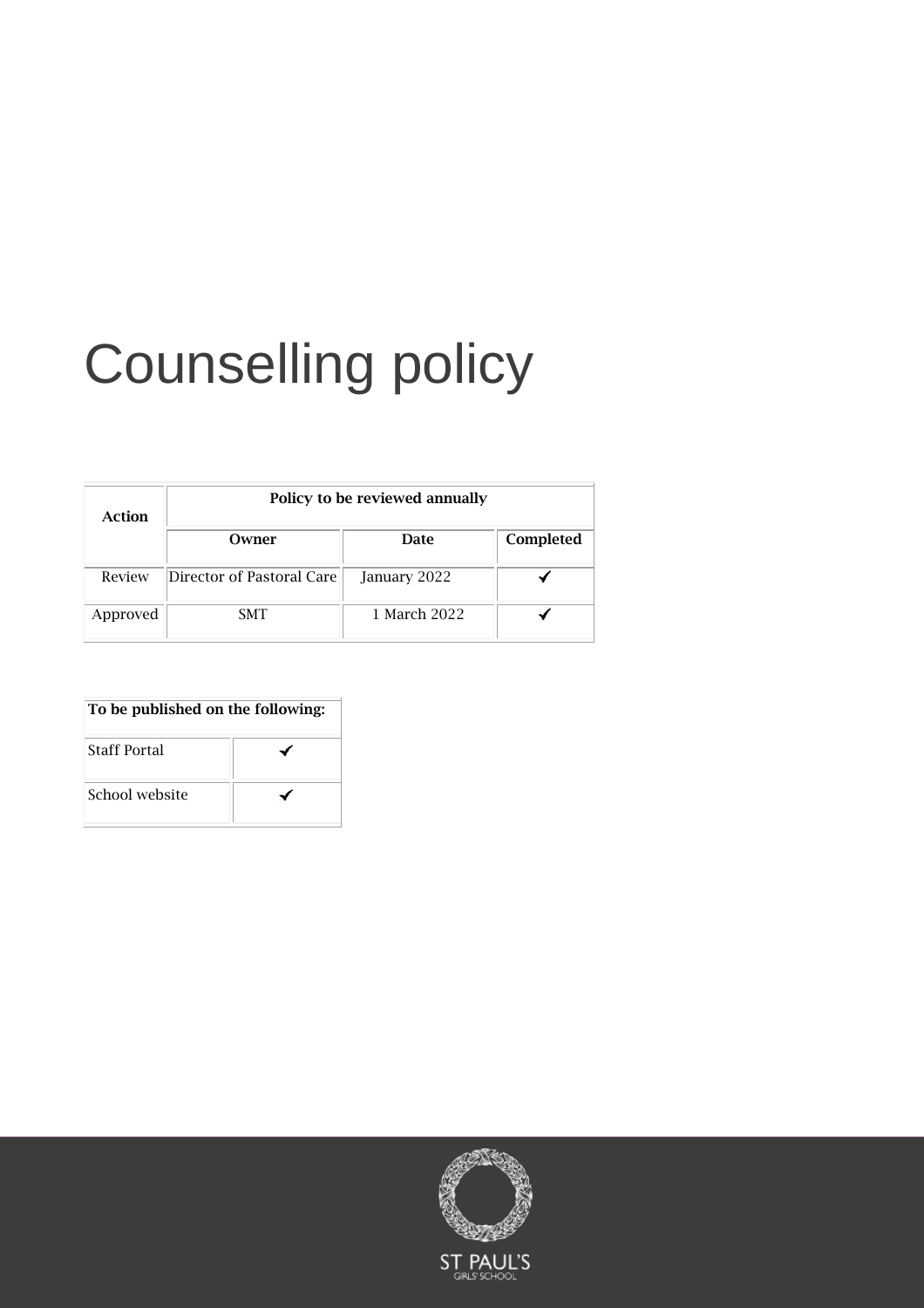# Counselling policy

| Action | Policy to be reviewed annually | | |
|---|---|---|---|
| | **Owner** | **Date** | **Completed** |
| Review | Director of Pastoral Care | January 2022 | ✓ |
| Approved | SMT | 1 March 2022 | ✓ |

| To be published on the following: | |
|---|---|
| Staff Portal | ✓ |
| School website | ✓ |

ST PAUL'S
GIRLS' SCHOOL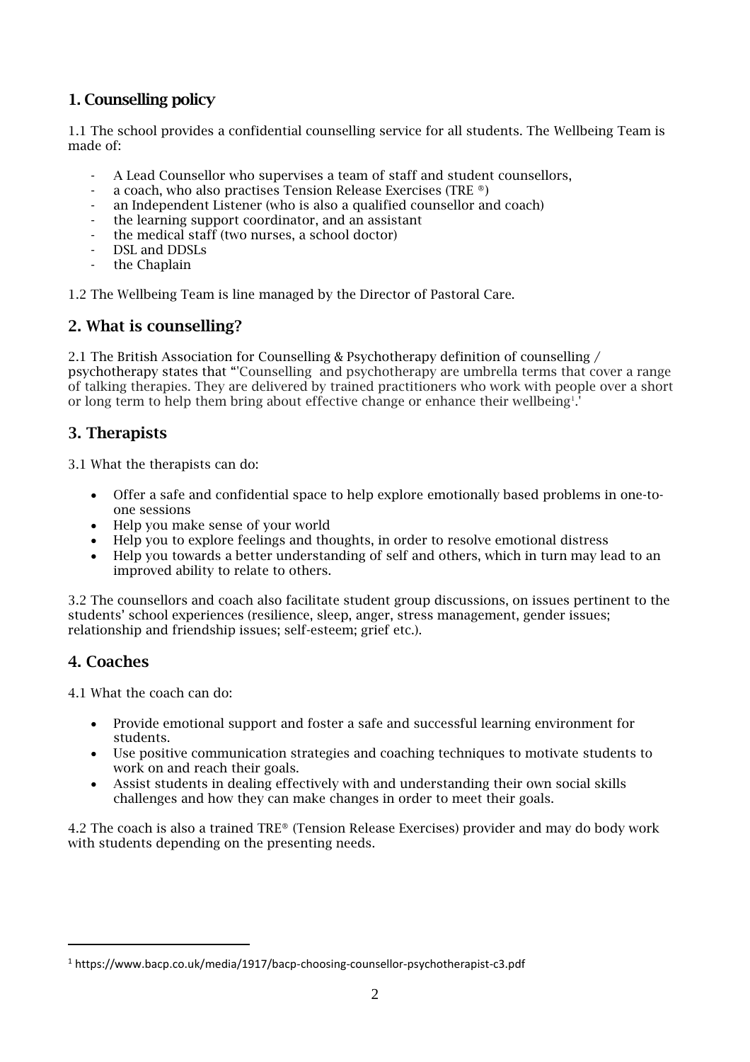## 1. Counselling policy

1.1 The school provides a confidential counselling service for all students. The Wellbeing Team is made of:

- A Lead Counsellor who supervises a team of staff and student counsellors,
- a coach, who also practises Tension Release Exercises (TRE ®)
- an Independent Listener (who is also a qualified counsellor and coach)
- the learning support coordinator, and an assistant
- the medical staff (two nurses, a school doctor)
- DSL and DDSLs
- the Chaplain

1.2 The Wellbeing Team is line managed by the Director of Pastoral Care.

## 2. What is counselling?

2.1 The British Association for Counselling & Psychotherapy definition of counselling / psychotherapy states that "'Counselling and psychotherapy are umbrella terms that cover a range of talking therapies. They are delivered by trained practitioners who work with people over a short or long term to help them bring about effective change or enhance their wellbeing[1].'

## 3. Therapists

3.1 What the therapists can do:

- Offer a safe and confidential space to help explore emotionally based problems in one-to-one sessions
- Help you make sense of your world
- Help you to explore feelings and thoughts, in order to resolve emotional distress
- Help you towards a better understanding of self and others, which in turn may lead to an improved ability to relate to others.

3.2 The counsellors and coach also facilitate student group discussions, on issues pertinent to the students' school experiences (resilience, sleep, anger, stress management, gender issues; relationship and friendship issues; self-esteem; grief etc.).

## 4. Coaches

4.1 What the coach can do:

- Provide emotional support and foster a safe and successful learning environment for students.
- Use positive communication strategies and coaching techniques to motivate students to work on and reach their goals.
- Assist students in dealing effectively with and understanding their own social skills challenges and how they can make changes in order to meet their goals.

4.2 The coach is also a trained TRE® (Tension Release Exercises) provider and may do body work with students depending on the presenting needs.

[1] https://www.bacp.co.uk/media/1917/bacp-choosing-counsellor-psychotherapist-c3.pdf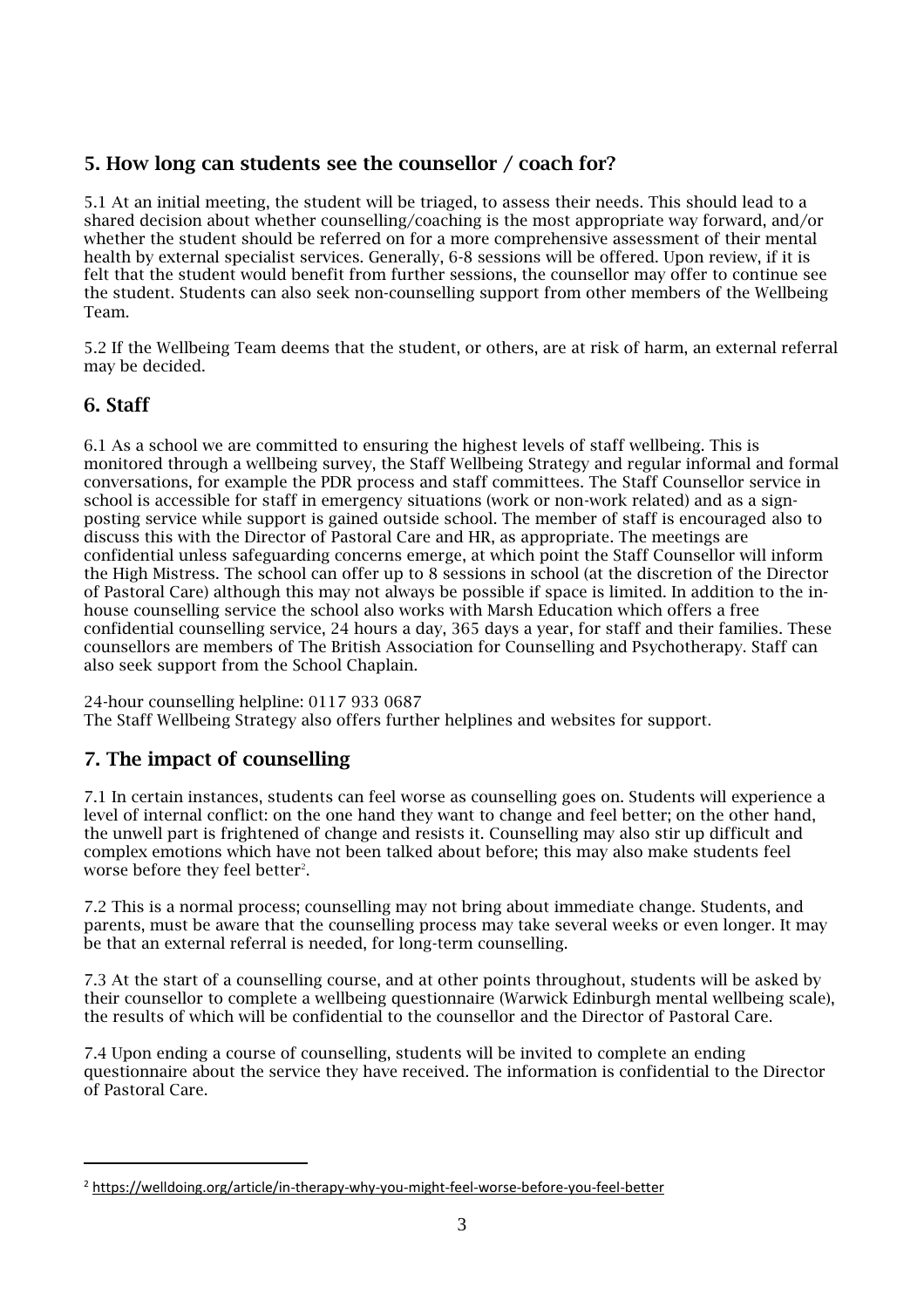## 5. How long can students see the counsellor / coach for?

5.1 At an initial meeting, the student will be triaged, to assess their needs. This should lead to a shared decision about whether counselling/coaching is the most appropriate way forward, and/or whether the student should be referred on for a more comprehensive assessment of their mental health by external specialist services. Generally, 6-8 sessions will be offered. Upon review, if it is felt that the student would benefit from further sessions, the counsellor may offer to continue see the student. Students can also seek non-counselling support from other members of the Wellbeing Team.

5.2 If the Wellbeing Team deems that the student, or others, are at risk of harm, an external referral may be decided.

## 6. Staff

6.1 As a school we are committed to ensuring the highest levels of staff wellbeing. This is monitored through a wellbeing survey, the Staff Wellbeing Strategy and regular informal and formal conversations, for example the PDR process and staff committees. The Staff Counsellor service in school is accessible for staff in emergency situations (work or non-work related) and as a sign-posting service while support is gained outside school. The member of staff is encouraged also to discuss this with the Director of Pastoral Care and HR, as appropriate. The meetings are confidential unless safeguarding concerns emerge, at which point the Staff Counsellor will inform the High Mistress. The school can offer up to 8 sessions in school (at the discretion of the Director of Pastoral Care) although this may not always be possible if space is limited. In addition to the in-house counselling service the school also works with Marsh Education which offers a free confidential counselling service, 24 hours a day, 365 days a year, for staff and their families. These counsellors are members of The British Association for Counselling and Psychotherapy. Staff can also seek support from the School Chaplain.

24-hour counselling helpline: 0117 933 0687
The Staff Wellbeing Strategy also offers further helplines and websites for support.

## 7. The impact of counselling

7.1 In certain instances, students can feel worse as counselling goes on. Students will experience a level of internal conflict: on the one hand they want to change and feel better; on the other hand, the unwell part is frightened of change and resists it. Counselling may also stir up difficult and complex emotions which have not been talked about before; this may also make students feel worse before they feel better[2].

7.2 This is a normal process; counselling may not bring about immediate change. Students, and parents, must be aware that the counselling process may take several weeks or even longer. It may be that an external referral is needed, for long-term counselling.

7.3 At the start of a counselling course, and at other points throughout, students will be asked by their counsellor to complete a wellbeing questionnaire (Warwick Edinburgh mental wellbeing scale), the results of which will be confidential to the counsellor and the Director of Pastoral Care.

7.4 Upon ending a course of counselling, students will be invited to complete an ending questionnaire about the service they have received. The information is confidential to the Director of Pastoral Care.

---

[2] https://welldoing.org/article/in-therapy-why-you-might-feel-worse-before-you-feel-better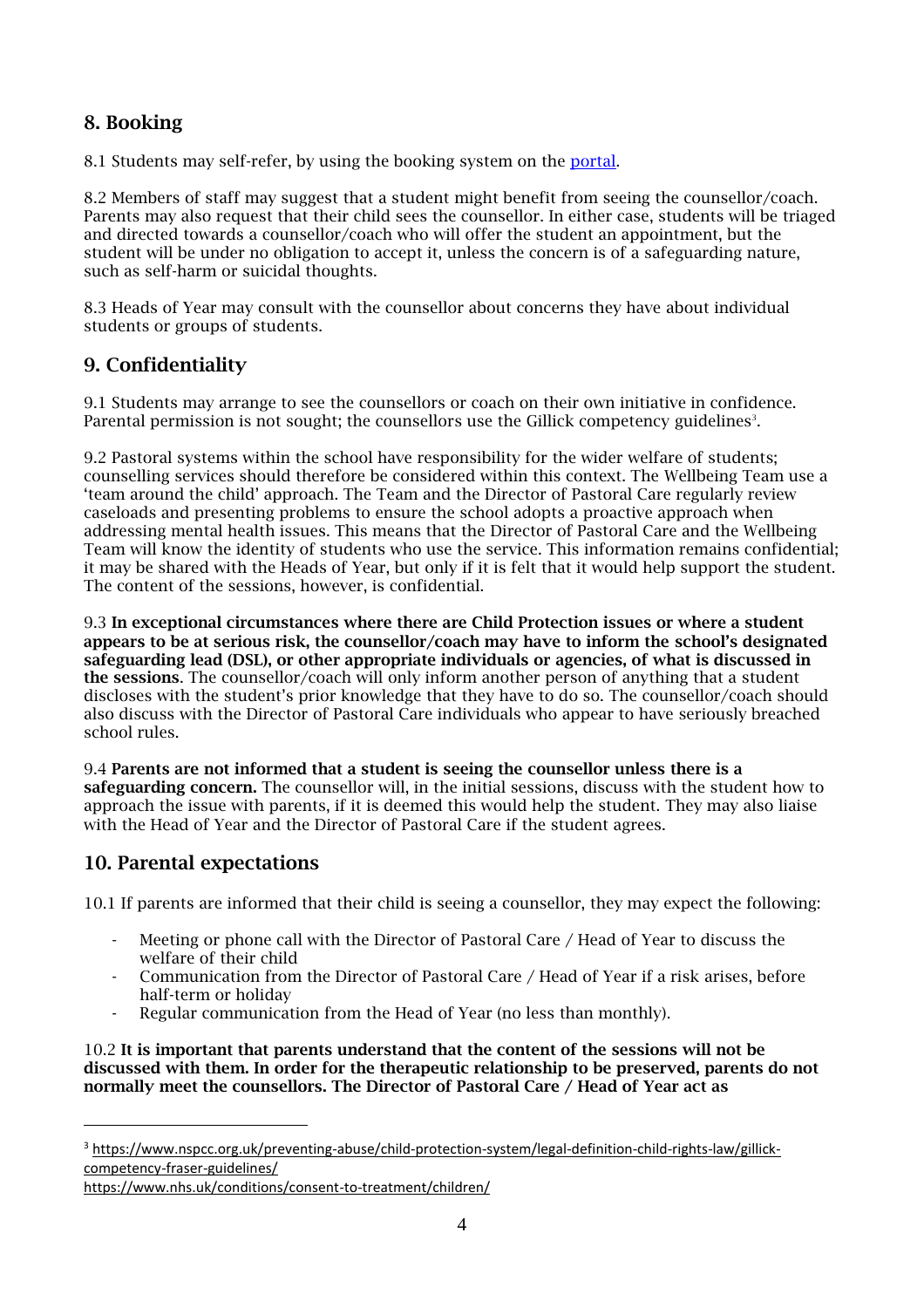## 8. Booking

8.1 Students may self-refer, by using the booking system on the [portal](portal).

8.2 Members of staff may suggest that a student might benefit from seeing the counsellor/coach. Parents may also request that their child sees the counsellor. In either case, students will be triaged and directed towards a counsellor/coach who will offer the student an appointment, but the student will be under no obligation to accept it, unless the concern is of a safeguarding nature, such as self-harm or suicidal thoughts.

8.3 Heads of Year may consult with the counsellor about concerns they have about individual students or groups of students.

## 9. Confidentiality

9.1 Students may arrange to see the counsellors or coach on their own initiative in confidence. Parental permission is not sought; the counsellors use the Gillick competency guidelines[3].

9.2 Pastoral systems within the school have responsibility for the wider welfare of students; counselling services should therefore be considered within this context. The Wellbeing Team use a 'team around the child' approach. The Team and the Director of Pastoral Care regularly review caseloads and presenting problems to ensure the school adopts a proactive approach when addressing mental health issues. This means that the Director of Pastoral Care and the Wellbeing Team will know the identity of students who use the service. This information remains confidential; it may be shared with the Heads of Year, but only if it is felt that it would help support the student. The content of the sessions, however, is confidential.

9.3 **In exceptional circumstances where there are Child Protection issues or where a student appears to be at serious risk, the counsellor/coach may have to inform the school's designated safeguarding lead (DSL), or other appropriate individuals or agencies, of what is discussed in the sessions**. The counsellor/coach will only inform another person of anything that a student discloses with the student's prior knowledge that they have to do so. The counsellor/coach should also discuss with the Director of Pastoral Care individuals who appear to have seriously breached school rules.

9.4 **Parents are not informed that a student is seeing the counsellor unless there is a safeguarding concern.** The counsellor will, in the initial sessions, discuss with the student how to approach the issue with parents, if it is deemed this would help the student. They may also liaise with the Head of Year and the Director of Pastoral Care if the student agrees.

## 10. Parental expectations

10.1 If parents are informed that their child is seeing a counsellor, they may expect the following:

- Meeting or phone call with the Director of Pastoral Care / Head of Year to discuss the welfare of their child
- Communication from the Director of Pastoral Care / Head of Year if a risk arises, before half-term or holiday
- Regular communication from the Head of Year (no less than monthly).

10.2 **It is important that parents understand that the content of the sessions will not be discussed with them. In order for the therapeutic relationship to be preserved, parents do not normally meet the counsellors. The Director of Pastoral Care / Head of Year act as**

---

[3] https://www.nspcc.org.uk/preventing-abuse/child-protection-system/legal-definition-child-rights-law/gillick-competency-fraser-guidelines/
https://www.nhs.uk/conditions/consent-to-treatment/children/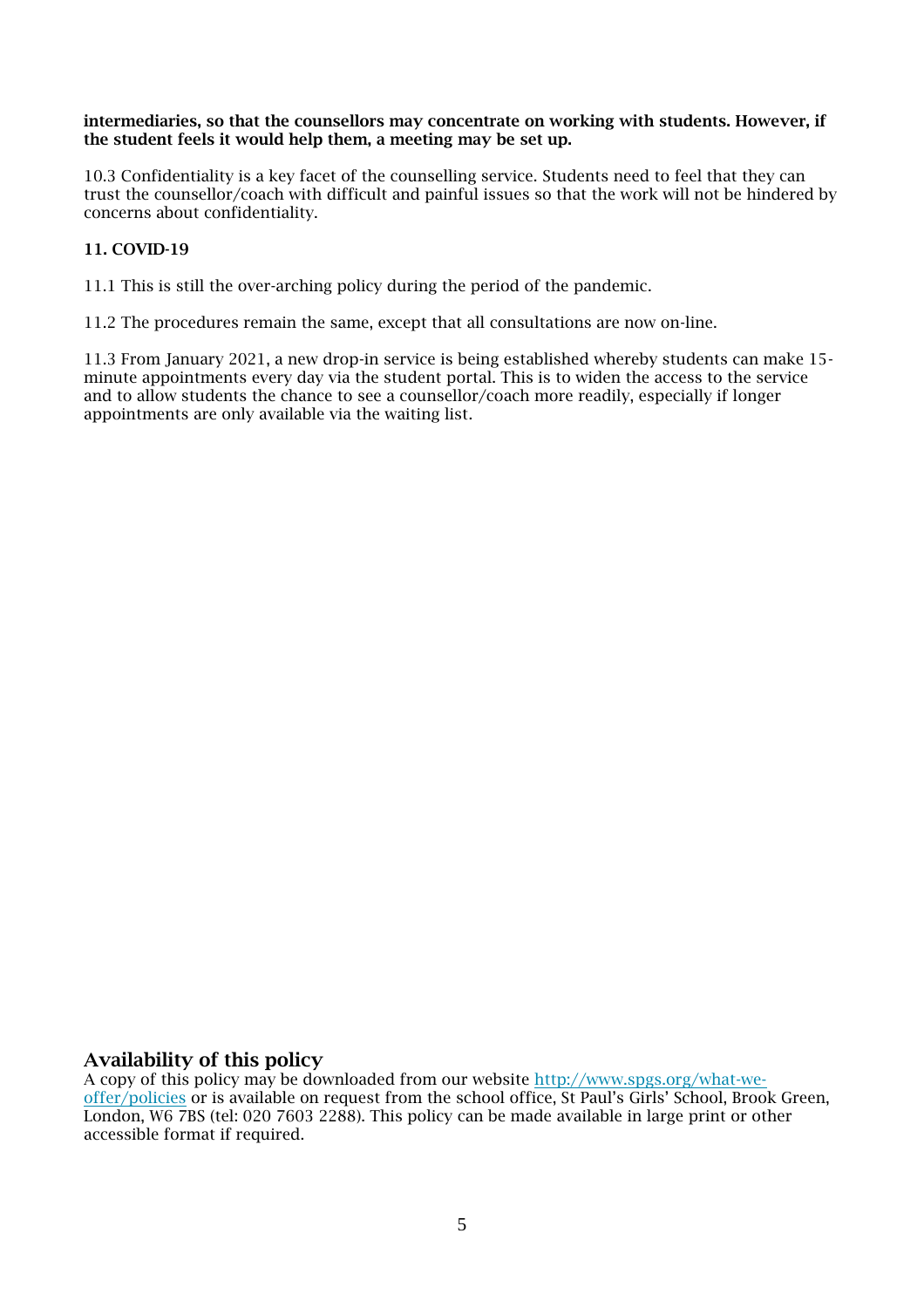**intermediaries, so that the counsellors may concentrate on working with students. However, if the student feels it would help them, a meeting may be set up.**

10.3 Confidentiality is a key facet of the counselling service. Students need to feel that they can trust the counsellor/coach with difficult and painful issues so that the work will not be hindered by concerns about confidentiality.

**11. COVID-19**

11.1 This is still the over-arching policy during the period of the pandemic.

11.2 The procedures remain the same, except that all consultations are now on-line.

11.3 From January 2021, a new drop-in service is being established whereby students can make 15-minute appointments every day via the student portal. This is to widen the access to the service and to allow students the chance to see a counsellor/coach more readily, especially if longer appointments are only available via the waiting list.

## Availability of this policy

A copy of this policy may be downloaded from our website [http://www.spgs.org/what-we-offer/policies](http://www.spgs.org/what-we-offer/policies) or is available on request from the school office, St Paul's Girls' School, Brook Green, London, W6 7BS (tel: 020 7603 2288). This policy can be made available in large print or other accessible format if required.